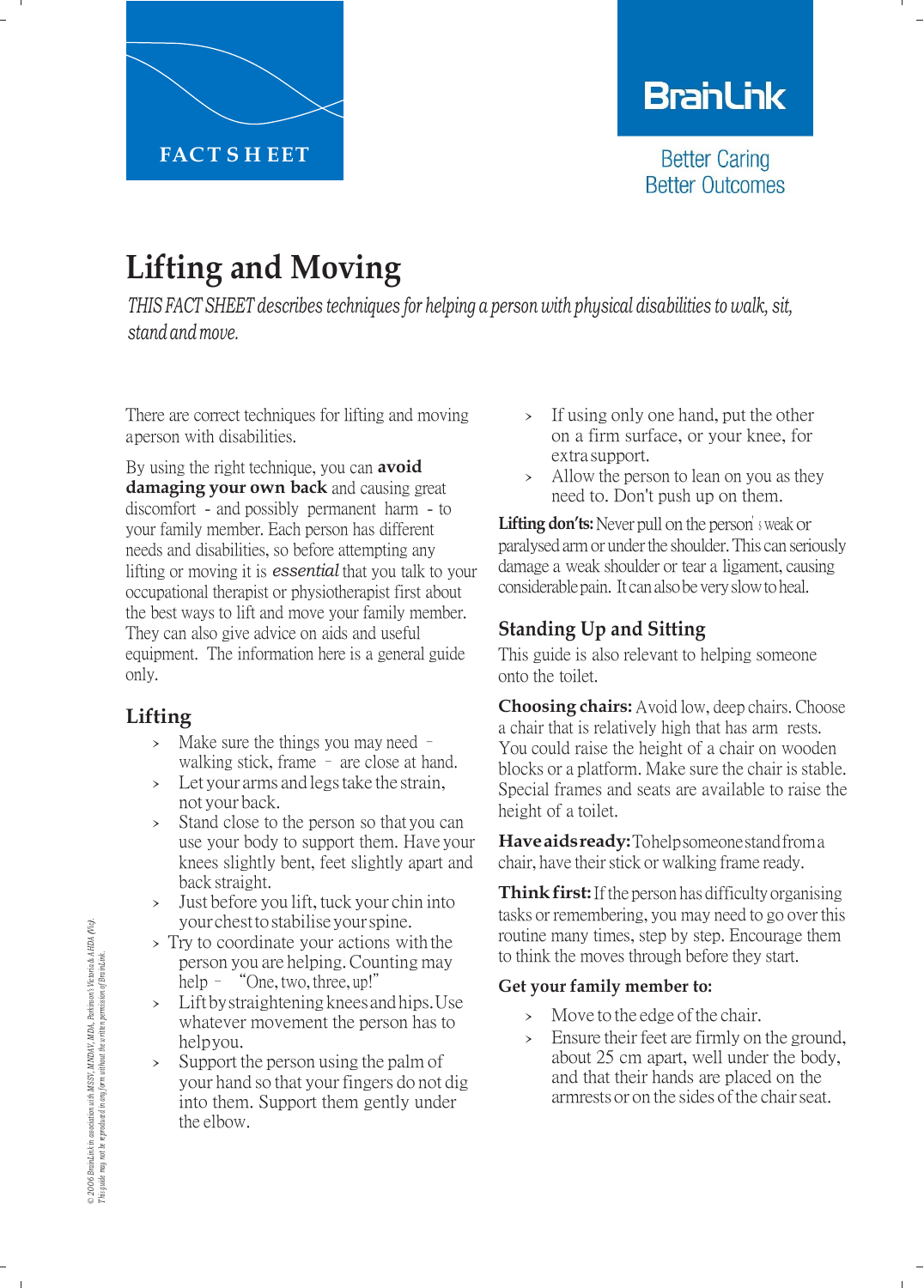FACT SHEET

BrainLink

Better Caring
Better Outcomes

# Lifting and Moving

*THIS FACT SHEET describes techniques for helping a person with physical disabilities to walk, sit, stand and move.*

There are correct techniques for lifting and moving aperson with disabilities.

By using the right technique, you can **avoid damaging your own back** and causing great discomfort - and possibly permanent harm - to your family member. Each person has different needs and disabilities, so before attempting any lifting or moving it is *essential* that you talk to your occupational therapist or physiotherapist first about the best ways to lift and move your family member. They can also give advice on aids and useful equipment. The information here is a general guide only.

## Lifting

- Make sure the things you may need – walking stick, frame – are close at hand.
- Let your arms and legs take the strain, not your back.
- Stand close to the person so that you can use your body to support them. Have your knees slightly bent, feet slightly apart and back straight.
- Just before you lift, tuck your chin into your chest to stabilise your spine.
- Try to coordinate your actions with the person you are helping. Counting may help – "One, two, three, up!"
- Lift by straightening knees and hips. Use whatever movement the person has to help you.
- Support the person using the palm of your hand so that your fingers do not dig into them. Support them gently under the elbow.
- If using only one hand, put the other on a firm surface, or your knee, for extra support.
- Allow the person to lean on you as they need to. Don't push up on them.

**Lifting don'ts:** Never pull on the person's weak or paralysed arm or under the shoulder. This can seriously damage a weak shoulder or tear a ligament, causing considerable pain. It can also be very slow to heal.

## Standing Up and Sitting

This guide is also relevant to helping someone onto the toilet.

**Choosing chairs:** Avoid low, deep chairs. Choose a chair that is relatively high that has arm rests. You could raise the height of a chair on wooden blocks or a platform. Make sure the chair is stable. Special frames and seats are available to raise the height of a toilet.

**Have aids ready:** To help someone stand from a chair, have their stick or walking frame ready.

**Think first:** If the person has difficulty organising tasks or remembering, you may need to go over this routine many times, step by step. Encourage them to think the moves through before they start.

### Get your family member to:

- Move to the edge of the chair.
- Ensure their feet are firmly on the ground, about 25 cm apart, well under the body, and that their hands are placed on the armrests or on the sides of the chair seat.

*© 2006 BrainLink in association with MSSV, MNDAV, MDA, Parkinson's Victoria & AHDA (Vic). This guide may not be reproduced in any form without the written permission of BrainLink.*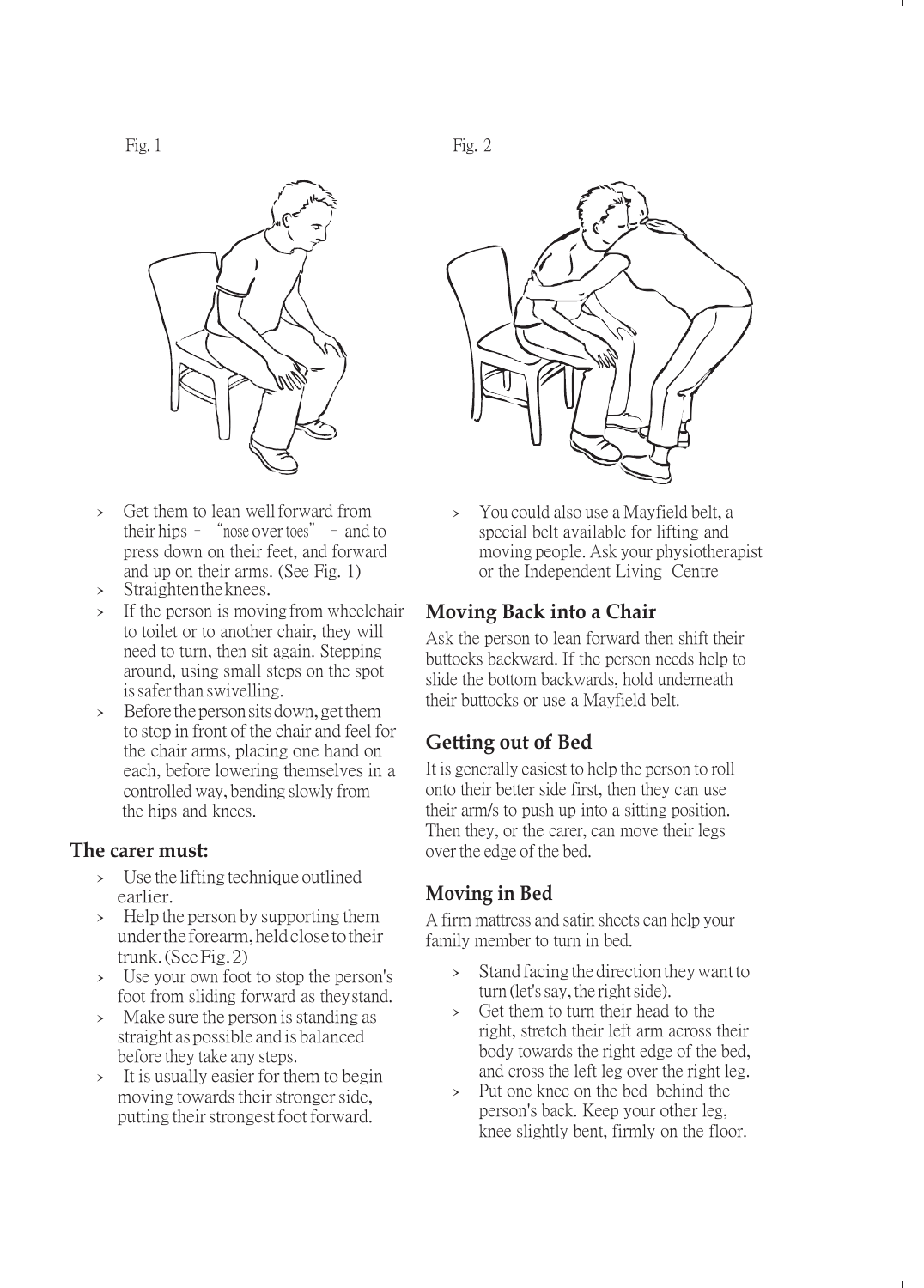Fig. 1

- Get them to lean well forward from their hips – "nose over toes" – and to press down on their feet, and forward and up on their arms. (See Fig. 1)
- Straighten the knees.
- If the person is moving from wheelchair to toilet or to another chair, they will need to turn, then sit again. Stepping around, using small steps on the spot is safer than swivelling.
- Before the person sits down, get them to stop in front of the chair and feel for the chair arms, placing one hand on each, before lowering themselves in a controlled way, bending slowly from the hips and knees.

## The carer must:

- Use the lifting technique outlined earlier.
- Help the person by supporting them under the forearm, held close to their trunk. (See Fig. 2)
- Use your own foot to stop the person's foot from sliding forward as they stand.
- Make sure the person is standing as straight as possible and is balanced before they take any steps.
- It is usually easier for them to begin moving towards their stronger side, putting their strongest foot forward.

Fig. 2

- You could also use a Mayfield belt, a special belt available for lifting and moving people. Ask your physiotherapist or the Independent Living Centre

## Moving Back into a Chair

Ask the person to lean forward then shift their buttocks backward. If the person needs help to slide the bottom backwards, hold underneath their buttocks or use a Mayfield belt.

## Getting out of Bed

It is generally easiest to help the person to roll onto their better side first, then they can use their arm/s to push up into a sitting position. Then they, or the carer, can move their legs over the edge of the bed.

## Moving in Bed

A firm mattress and satin sheets can help your family member to turn in bed.

- Stand facing the direction they want to turn (let's say, the right side).
- Get them to turn their head to the right, stretch their left arm across their body towards the right edge of the bed, and cross the left leg over the right leg.
- Put one knee on the bed behind the person's back. Keep your other leg, knee slightly bent, firmly on the floor.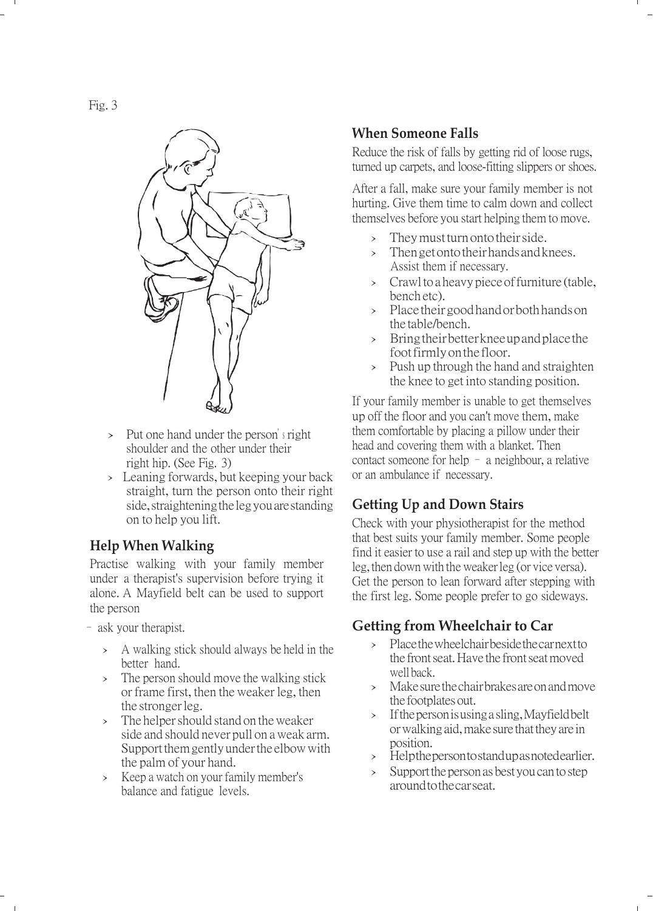Fig. 3

- Put one hand under the person's right shoulder and the other under their right hip. (See Fig. 3)
- Leaning forwards, but keeping your back straight, turn the person onto their right side, straightening the leg you are standing on to help you lift.

## Help When Walking

Practise walking with your family member under a therapist's supervision before trying it alone. A Mayfield belt can be used to support the person

– ask your therapist.

- A walking stick should always be held in the better hand.
- The person should move the walking stick or frame first, then the weaker leg, then the stronger leg.
- The helper should stand on the weaker side and should never pull on a weak arm. Support them gently under the elbow with the palm of your hand.
- Keep a watch on your family member's balance and fatigue levels.

## When Someone Falls

Reduce the risk of falls by getting rid of loose rugs, turned up carpets, and loose-fitting slippers or shoes.

After a fall, make sure your family member is not hurting. Give them time to calm down and collect themselves before you start helping them to move.

- They must turn onto their side.
- Then get onto their hands and knees. Assist them if necessary.
- Crawl to a heavy piece of furniture (table, bench etc).
- Place their good hand or both hands on the table/bench.
- Bring their better knee up and place the foot firmly on the floor.
- Push up through the hand and straighten the knee to get into standing position.

If your family member is unable to get themselves up off the floor and you can't move them, make them comfortable by placing a pillow under their head and covering them with a blanket. Then contact someone for help – a neighbour, a relative or an ambulance if necessary.

## Getting Up and Down Stairs

Check with your physiotherapist for the method that best suits your family member. Some people find it easier to use a rail and step up with the better leg, then down with the weaker leg (or vice versa). Get the person to lean forward after stepping with the first leg. Some people prefer to go sideways.

## Getting from Wheelchair to Car

- Place the wheelchair beside the car next to the front seat. Have the front seat moved well back.
- Make sure the chair brakes are on and move the footplates out.
- If the person is using a sling, Mayfield belt or walking aid, make sure that they are in position.
- Help the person to stand up as noted earlier.
- Support the person as best you can to step around to the car seat.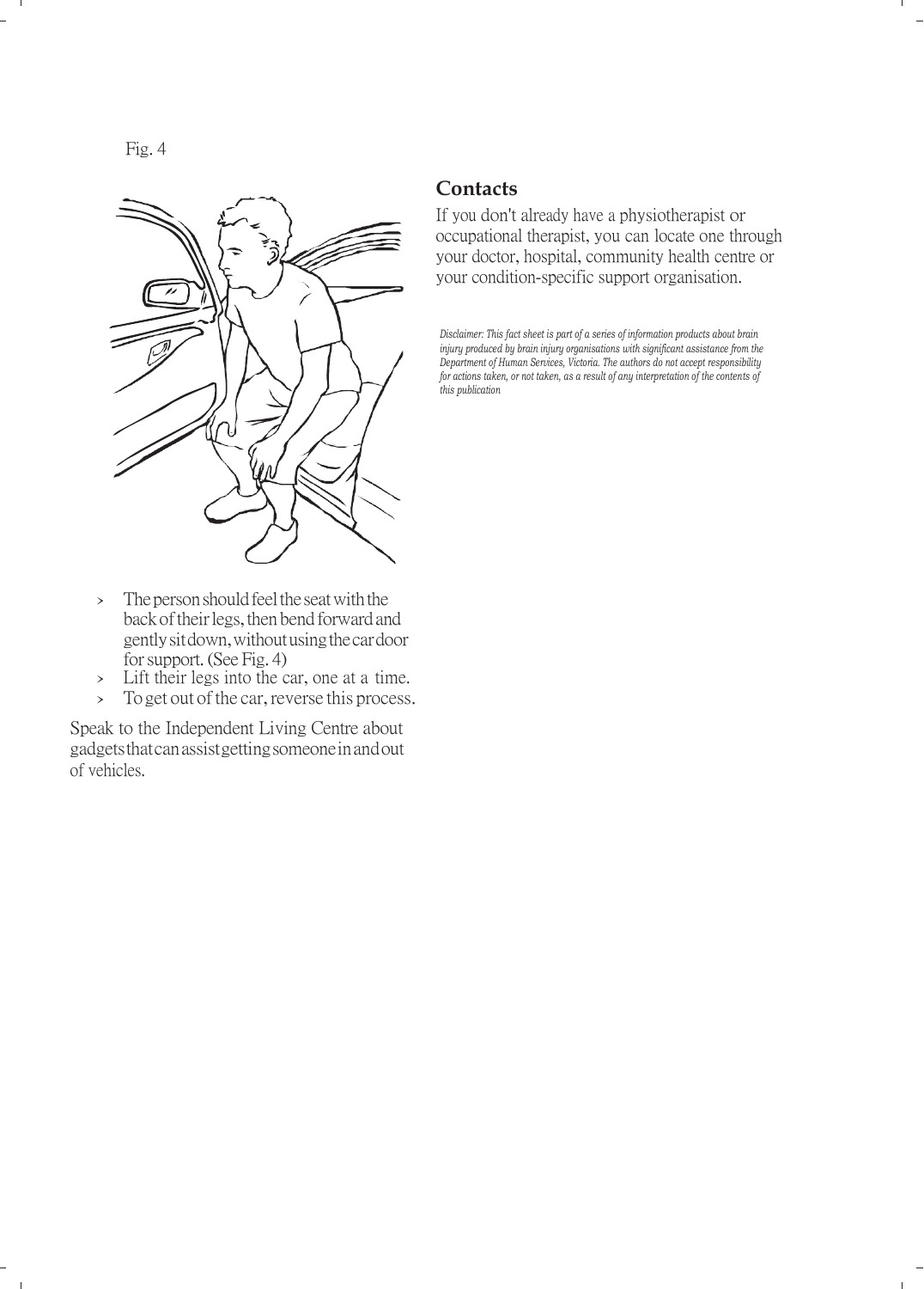Fig. 4

- The person should feel the seat with the back of their legs, then bend forward and gently sit down, without using the car door for support. (See Fig. 4)
- Lift their legs into the car, one at a time.
- To get out of the car, reverse this process.

Speak to the Independent Living Centre about gadgets that can assist getting someone in and out of vehicles.

## Contacts

If you don't already have a physiotherapist or occupational therapist, you can locate one through your doctor, hospital, community health centre or your condition-specific support organisation.

*Disclaimer: This fact sheet is part of a series of information products about brain injury produced by brain injury organisations with significant assistance from the Department of Human Services, Victoria. The authors do not accept responsibility for actions taken, or not taken, as a result of any interpretation of the contents of this publication*